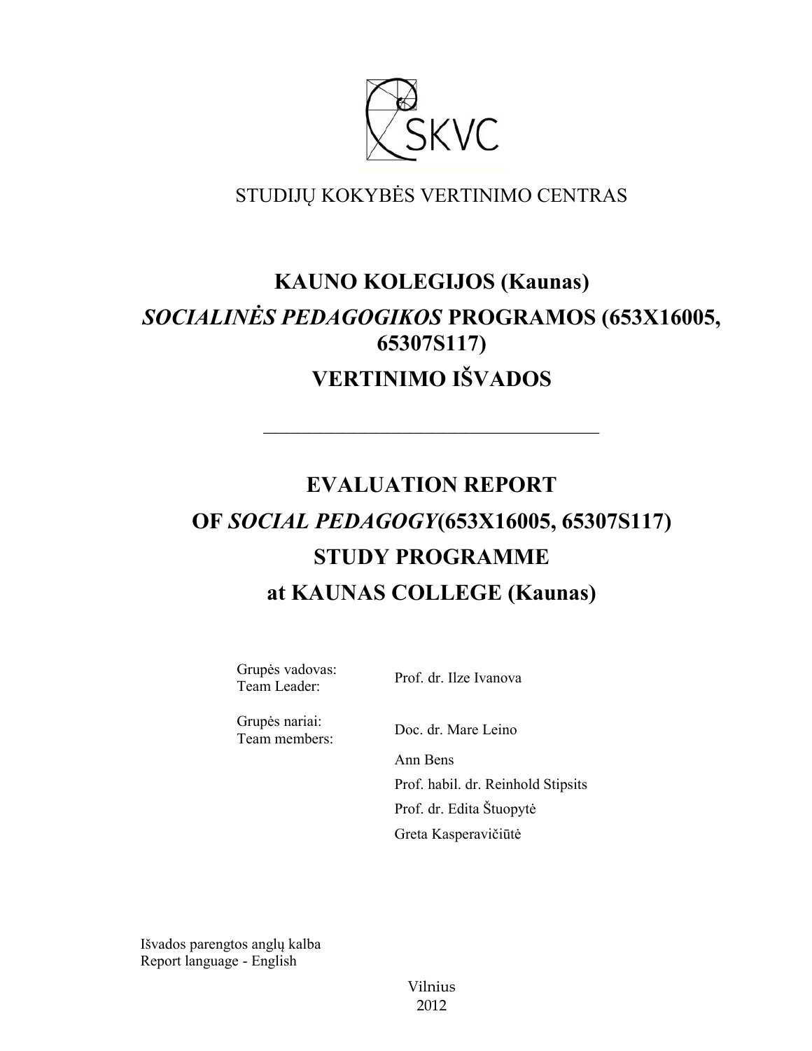SKVC

STUDIJŲ KOKYBĖS VERTINIMO CENTRAS

# KAUNO KOLEGIJOS (Kaunas)

# *SOCIALINĖS PEDAGOGIKOS* PROGRAMOS (653X16005, 65307S117)

# VERTINIMO IŠVADOS

---

# EVALUATION REPORT

# OF *SOCIAL PEDAGOGY*(653X16005, 65307S117)

# STUDY PROGRAMME

# at KAUNAS COLLEGE (Kaunas)

Grupės vadovas:
Team Leader: Prof. dr. Ilze Ivanova

Grupės nariai:
Team members: Doc. dr. Mare Leino

Ann Bens

Prof. habil. dr. Reinhold Stipsits

Prof. dr. Edita Štuopytė

Greta Kasperavičiūtė

Išvados parengtos anglų kalba
Report language - English

Vilnius
2012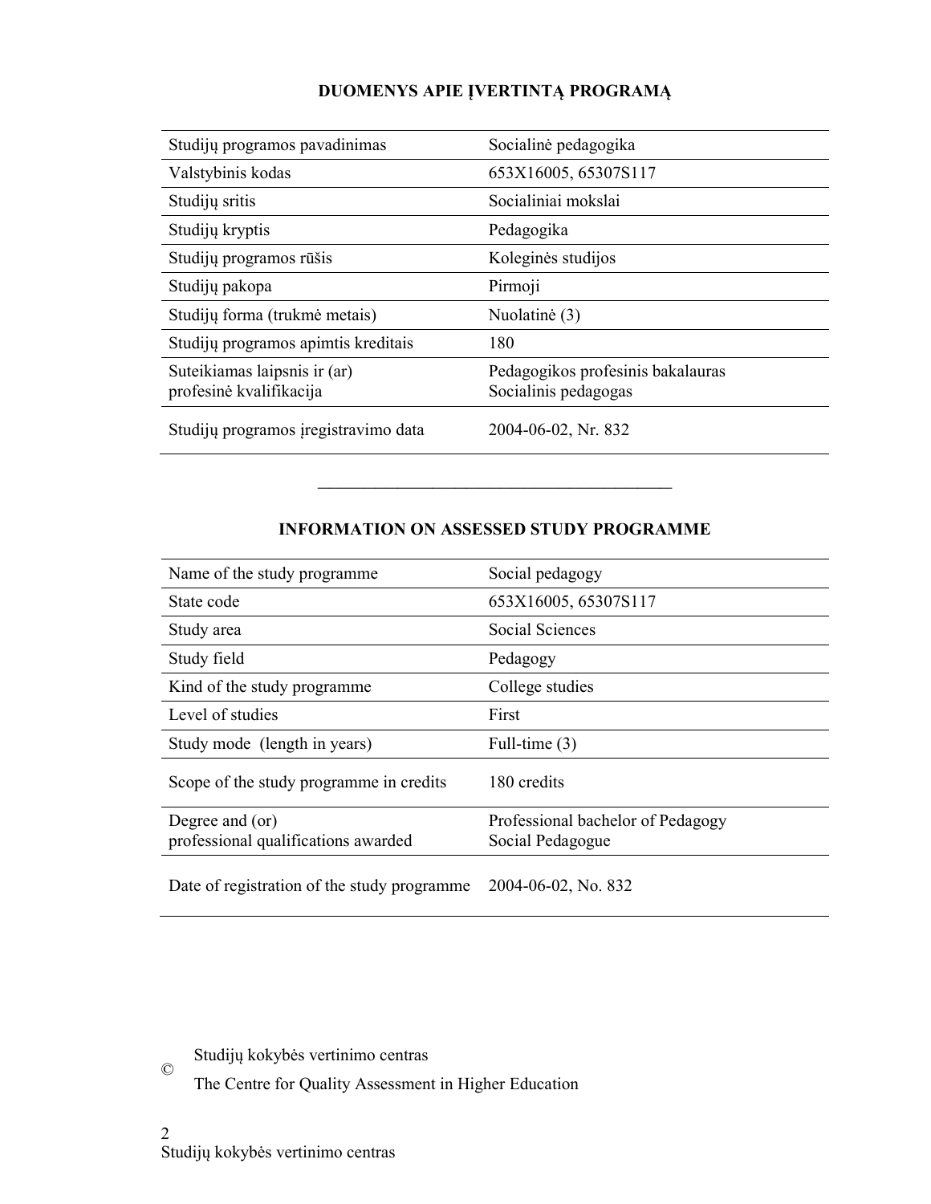## DUOMENYS APIE ĮVERTINTĄ PROGRAMĄ

| | |
|---|---|
| Studijų programos pavadinimas | Socialinė pedagogika |
| Valstybinis kodas | 653X16005, 65307S117 |
| Studijų sritis | Socialiniai mokslai |
| Studijų kryptis | Pedagogika |
| Studijų programos rūšis | Koleginės studijos |
| Studijų pakopa | Pirmoji |
| Studijų forma (trukmė metais) | Nuolatinė (3) |
| Studijų programos apimtis kreditais | 180 |
| Suteikiamas laipsnis ir (ar) profesinė kvalifikacija | Pedagogikos profesinis bakalauras<br>Socialinis pedagogas |
| Studijų programos įregistravimo data | 2004-06-02, Nr. 832 |

---

## INFORMATION ON ASSESSED STUDY PROGRAMME

| | |
|---|---|
| Name of the study programme | Social pedagogy |
| State code | 653X16005, 65307S117 |
| Study area | Social Sciences |
| Study field | Pedagogy |
| Kind of the study programme | College studies |
| Level of studies | First |
| Study mode (length in years) | Full-time (3) |
| Scope of the study programme in credits | 180 credits |
| Degree and (or) professional qualifications awarded | Professional bachelor of Pedagogy<br>Social Pedagogue |
| Date of registration of the study programme | 2004-06-02, No. 832 |

© Studijų kokybės vertinimo centras
The Centre for Quality Assessment in Higher Education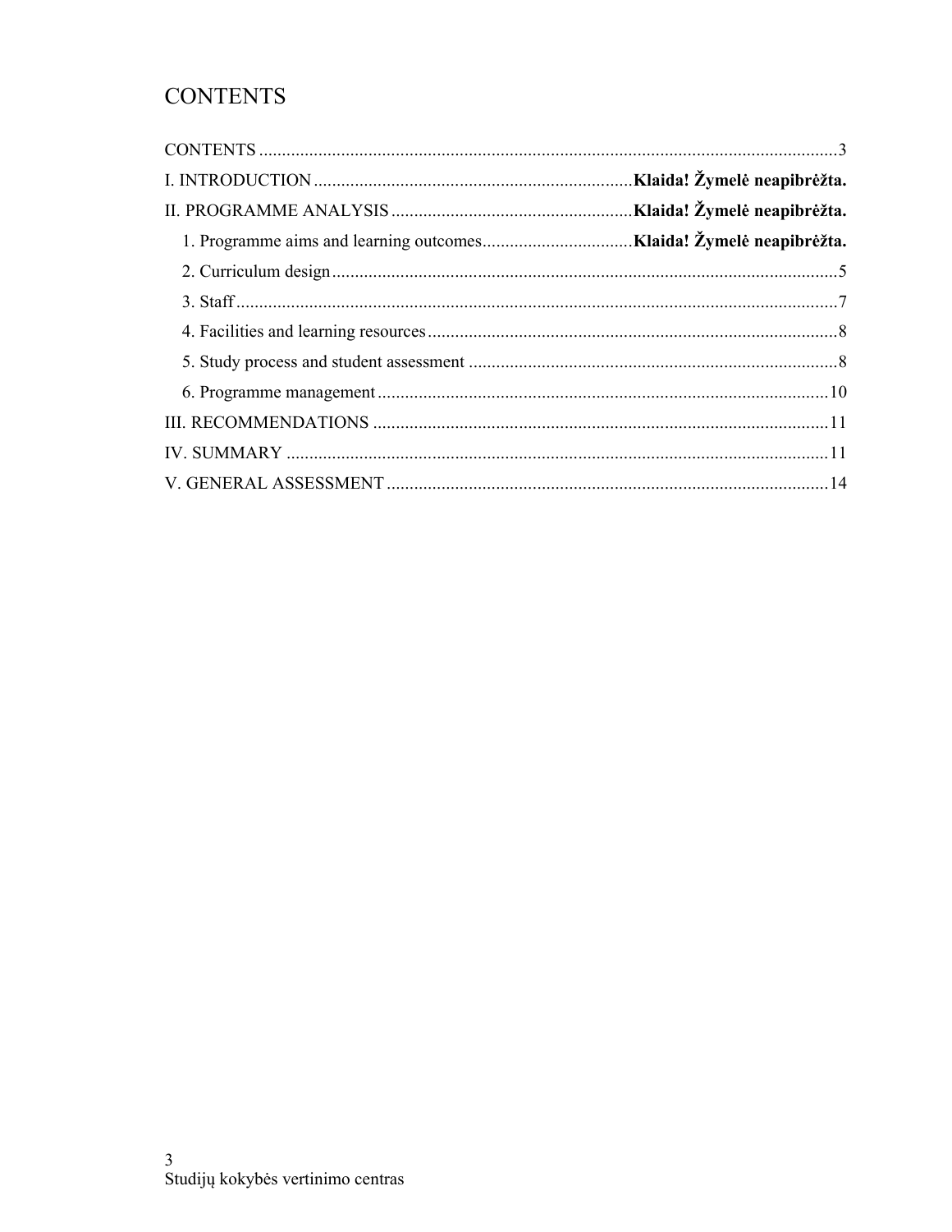# CONTENTS

CONTENTS ....................................................................................................................3
I. INTRODUCTION ..................................................................... **Klaida! Žymelė neapibrėžta.**
II. PROGRAMME ANALYSIS .................................................... **Klaida! Žymelė neapibrėžta.**
    1. Programme aims and learning outcomes................................ **Klaida! Žymelė neapibrėžta.**
    2. Curriculum design ..........................................................................................................5
    3. Staff ................................................................................................................................7
    4. Facilities and learning resources ......................................................................................8
    5. Study process and student assessment .............................................................................8
    6. Programme management ...............................................................................................10
III. RECOMMENDATIONS ..........................................................................................11
IV. SUMMARY ..............................................................................................................11
V. GENERAL ASSESSMENT .......................................................................................14

Studijų kokybės vertinimo centras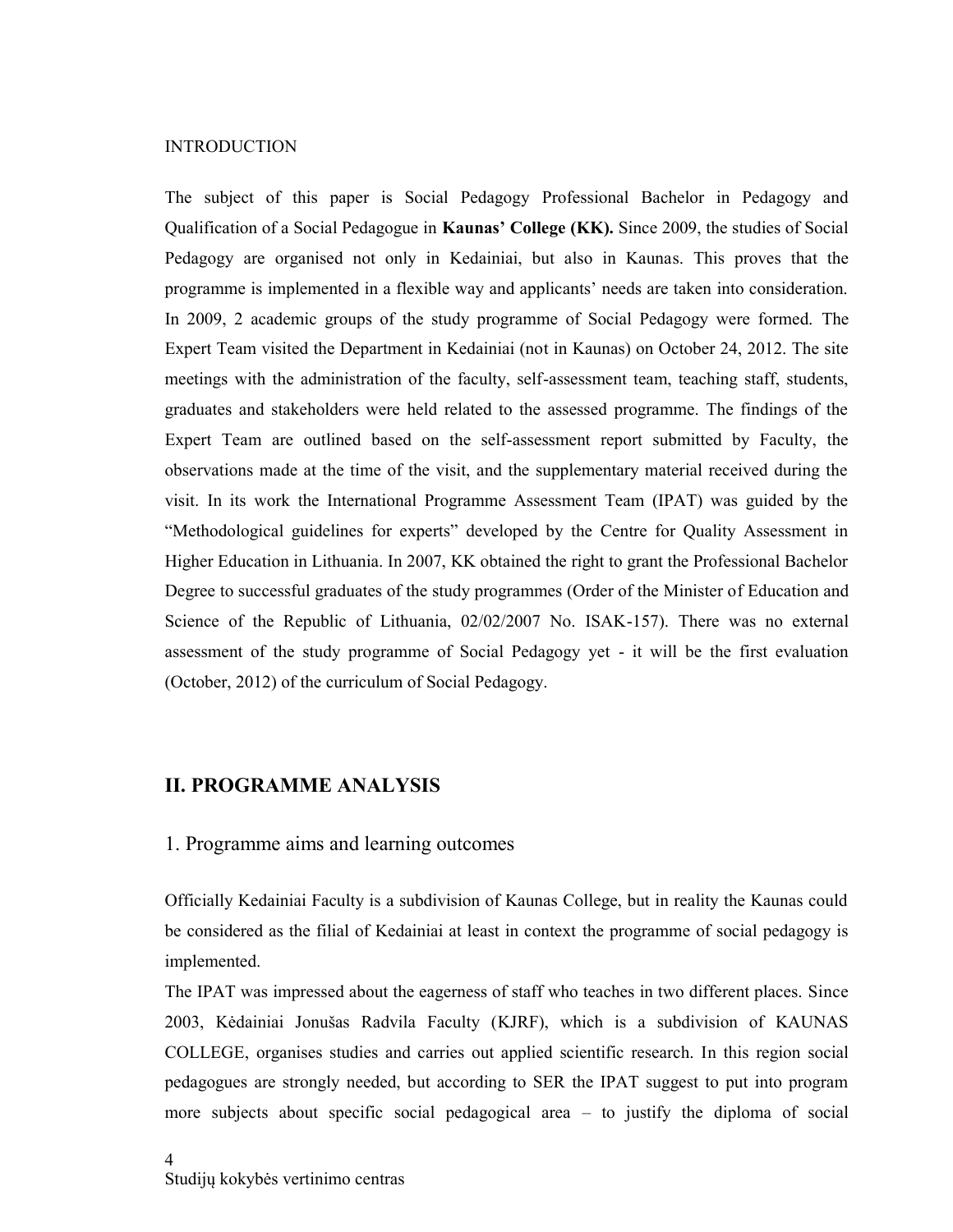INTRODUCTION

The subject of this paper is Social Pedagogy Professional Bachelor in Pedagogy and Qualification of a Social Pedagogue in **Kaunas' College (KK).** Since 2009, the studies of Social Pedagogy are organised not only in Kedainiai, but also in Kaunas. This proves that the programme is implemented in a flexible way and applicants' needs are taken into consideration. In 2009, 2 academic groups of the study programme of Social Pedagogy were formed. The Expert Team visited the Department in Kedainiai (not in Kaunas) on October 24, 2012. The site meetings with the administration of the faculty, self-assessment team, teaching staff, students, graduates and stakeholders were held related to the assessed programme. The findings of the Expert Team are outlined based on the self-assessment report submitted by Faculty, the observations made at the time of the visit, and the supplementary material received during the visit. In its work the International Programme Assessment Team (IPAT) was guided by the "Methodological guidelines for experts" developed by the Centre for Quality Assessment in Higher Education in Lithuania. In 2007, KK obtained the right to grant the Professional Bachelor Degree to successful graduates of the study programmes (Order of the Minister of Education and Science of the Republic of Lithuania, 02/02/2007 No. ISAK-157). There was no external assessment of the study programme of Social Pedagogy yet - it will be the first evaluation (October, 2012) of the curriculum of Social Pedagogy.

## II. PROGRAMME ANALYSIS

### 1. Programme aims and learning outcomes

Officially Kedainiai Faculty is a subdivision of Kaunas College, but in reality the Kaunas could be considered as the filial of Kedainiai at least in context the programme of social pedagogy is implemented.

The IPAT was impressed about the eagerness of staff who teaches in two different places. Since 2003, Kėdainiai Jonušas Radvila Faculty (KJRF), which is a subdivision of KAUNAS COLLEGE, organises studies and carries out applied scientific research. In this region social pedagogues are strongly needed, but according to SER the IPAT suggest to put into program more subjects about specific social pedagogical area – to justify the diploma of social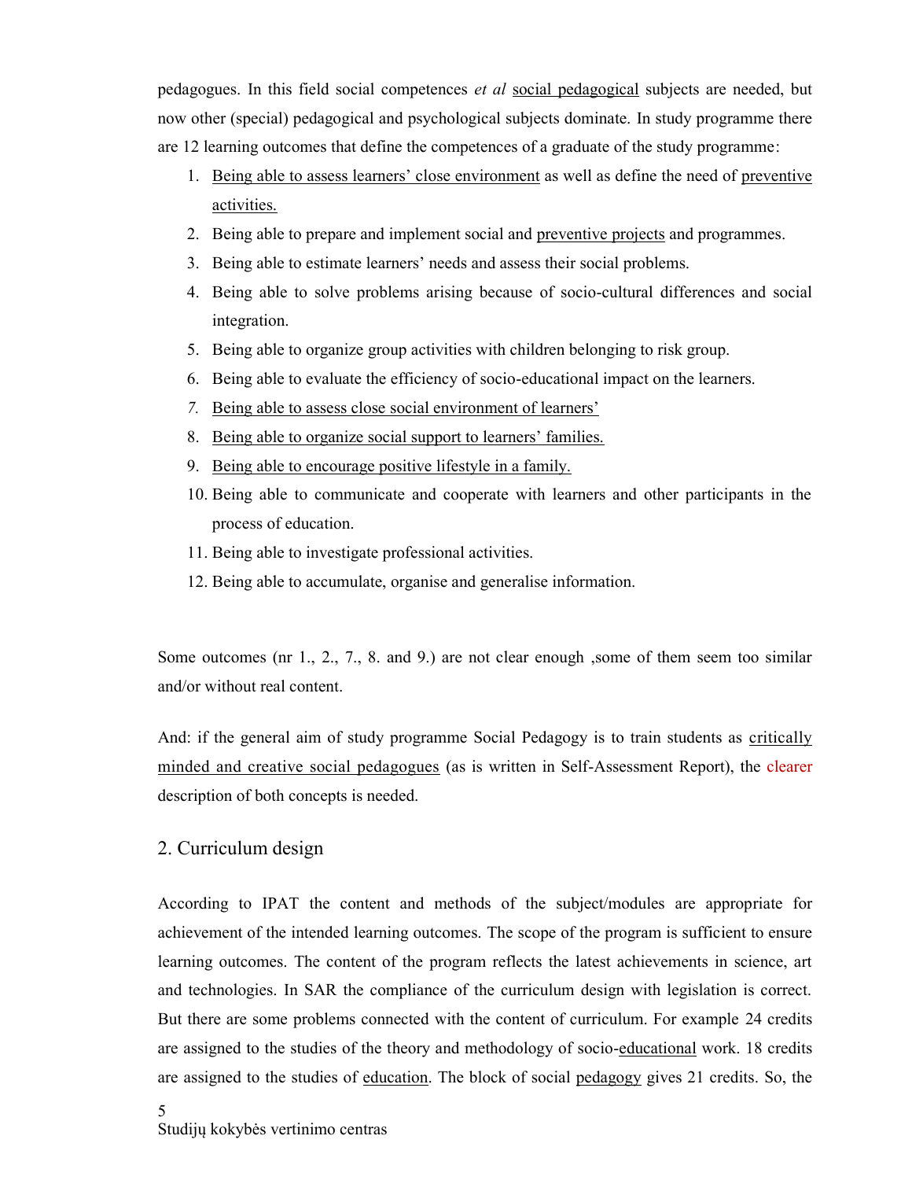pedagogues. In this field social competences *et al* social pedagogical subjects are needed, but now other (special) pedagogical and psychological subjects dominate. In study programme there are 12 learning outcomes that define the competences of a graduate of the study programme:

1. Being able to assess learners' close environment as well as define the need of preventive activities.
2. Being able to prepare and implement social and preventive projects and programmes.
3. Being able to estimate learners' needs and assess their social problems.
4. Being able to solve problems arising because of socio-cultural differences and social integration.
5. Being able to organize group activities with children belonging to risk group.
6. Being able to evaluate the efficiency of socio-educational impact on the learners.
7. Being able to assess close social environment of learners'
8. Being able to organize social support to learners' families.
9. Being able to encourage positive lifestyle in a family.
10. Being able to communicate and cooperate with learners and other participants in the process of education.
11. Being able to investigate professional activities.
12. Being able to accumulate, organise and generalise information.

Some outcomes (nr 1., 2., 7., 8. and 9.) are not clear enough ,some of them seem too similar and/or without real content.

And: if the general aim of study programme Social Pedagogy is to train students as critically minded and creative social pedagogues (as is written in Self-Assessment Report), the clearer description of both concepts is needed.

## 2. Curriculum design

According to IPAT the content and methods of the subject/modules are appropriate for achievement of the intended learning outcomes. The scope of the program is sufficient to ensure learning outcomes. The content of the program reflects the latest achievements in science, art and technologies. In SAR the compliance of the curriculum design with legislation is correct. But there are some problems connected with the content of curriculum. For example 24 credits are assigned to the studies of the theory and methodology of socio-educational work. 18 credits are assigned to the studies of education. The block of social pedagogy gives 21 credits. So, the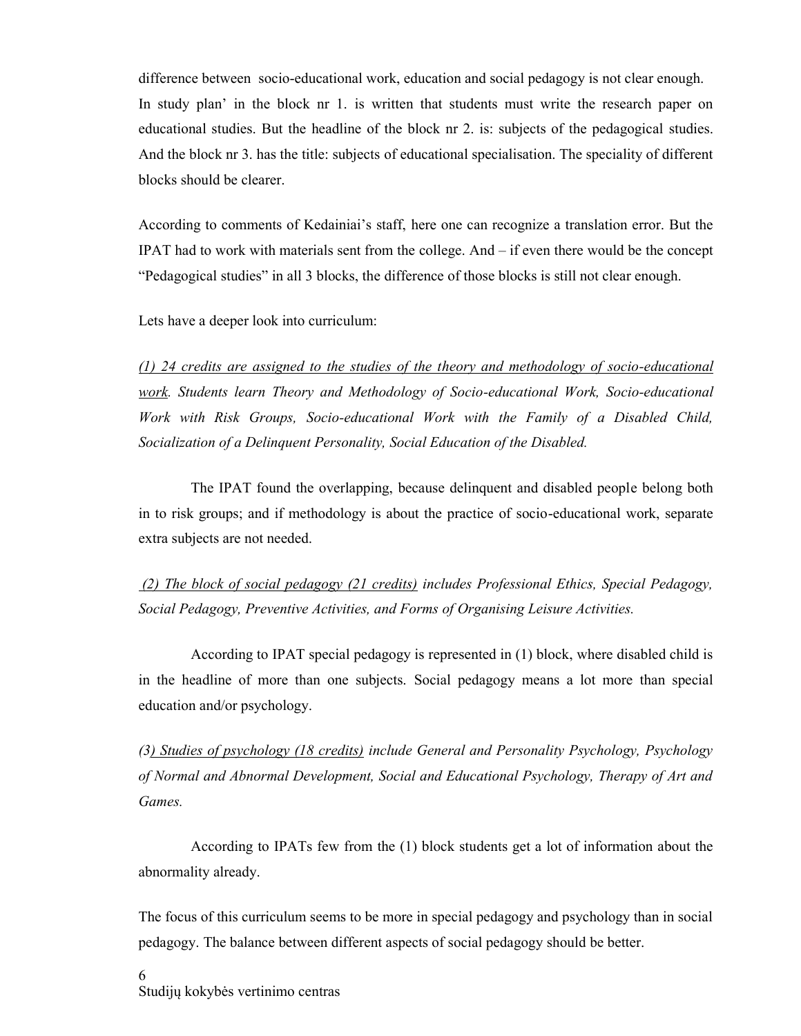difference between socio-educational work, education and social pedagogy is not clear enough. In study plan' in the block nr 1. is written that students must write the research paper on educational studies. But the headline of the block nr 2. is: subjects of the pedagogical studies. And the block nr 3. has the title: subjects of educational specialisation. The speciality of different blocks should be clearer.

According to comments of Kedainiai's staff, here one can recognize a translation error. But the IPAT had to work with materials sent from the college. And – if even there would be the concept "Pedagogical studies" in all 3 blocks, the difference of those blocks is still not clear enough.

Lets have a deeper look into curriculum:

*(1) <u>24 credits are assigned to the studies of the theory and methodology of socio-educational work</u>. Students learn Theory and Methodology of Socio-educational Work, Socio-educational Work with Risk Groups, Socio-educational Work with the Family of a Disabled Child, Socialization of a Delinquent Personality, Social Education of the Disabled.*

The IPAT found the overlapping, because delinquent and disabled people belong both in to risk groups; and if methodology is about the practice of socio-educational work, separate extra subjects are not needed.

*(2) <u>The block of social pedagogy (21 credits)</u> includes Professional Ethics, Special Pedagogy, Social Pedagogy, Preventive Activities, and Forms of Organising Leisure Activities.*

According to IPAT special pedagogy is represented in (1) block, where disabled child is in the headline of more than one subjects. Social pedagogy means a lot more than special education and/or psychology.

*(3<u>) Studies of psychology (18 credits)</u> include General and Personality Psychology, Psychology of Normal and Abnormal Development, Social and Educational Psychology, Therapy of Art and Games.*

According to IPATs few from the (1) block students get a lot of information about the abnormality already.

The focus of this curriculum seems to be more in special pedagogy and psychology than in social pedagogy. The balance between different aspects of social pedagogy should be better.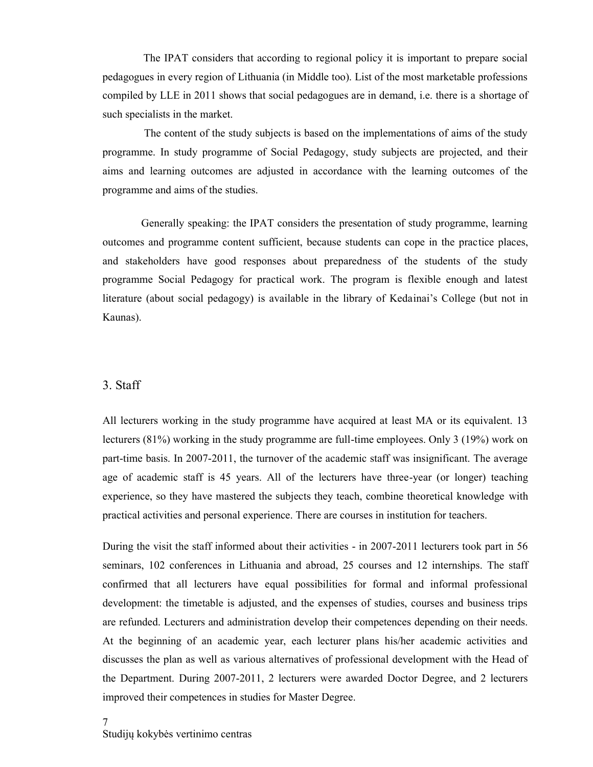The IPAT considers that according to regional policy it is important to prepare social pedagogues in every region of Lithuania (in Middle too). List of the most marketable professions compiled by LLE in 2011 shows that social pedagogues are in demand, i.e. there is a shortage of such specialists in the market.

The content of the study subjects is based on the implementations of aims of the study programme. In study programme of Social Pedagogy, study subjects are projected, and their aims and learning outcomes are adjusted in accordance with the learning outcomes of the programme and aims of the studies.

Generally speaking: the IPAT considers the presentation of study programme, learning outcomes and programme content sufficient, because students can cope in the practice places, and stakeholders have good responses about preparedness of the students of the study programme Social Pedagogy for practical work. The program is flexible enough and latest literature (about social pedagogy) is available in the library of Kedainai's College (but not in Kaunas).

## 3. Staff

All lecturers working in the study programme have acquired at least MA or its equivalent. 13 lecturers (81%) working in the study programme are full-time employees. Only 3 (19%) work on part-time basis. In 2007-2011, the turnover of the academic staff was insignificant. The average age of academic staff is 45 years. All of the lecturers have three-year (or longer) teaching experience, so they have mastered the subjects they teach, combine theoretical knowledge with practical activities and personal experience. There are courses in institution for teachers.

During the visit the staff informed about their activities - in 2007-2011 lecturers took part in 56 seminars, 102 conferences in Lithuania and abroad, 25 courses and 12 internships. The staff confirmed that all lecturers have equal possibilities for formal and informal professional development: the timetable is adjusted, and the expenses of studies, courses and business trips are refunded. Lecturers and administration develop their competences depending on their needs. At the beginning of an academic year, each lecturer plans his/her academic activities and discusses the plan as well as various alternatives of professional development with the Head of the Department. During 2007-2011, 2 lecturers were awarded Doctor Degree, and 2 lecturers improved their competences in studies for Master Degree.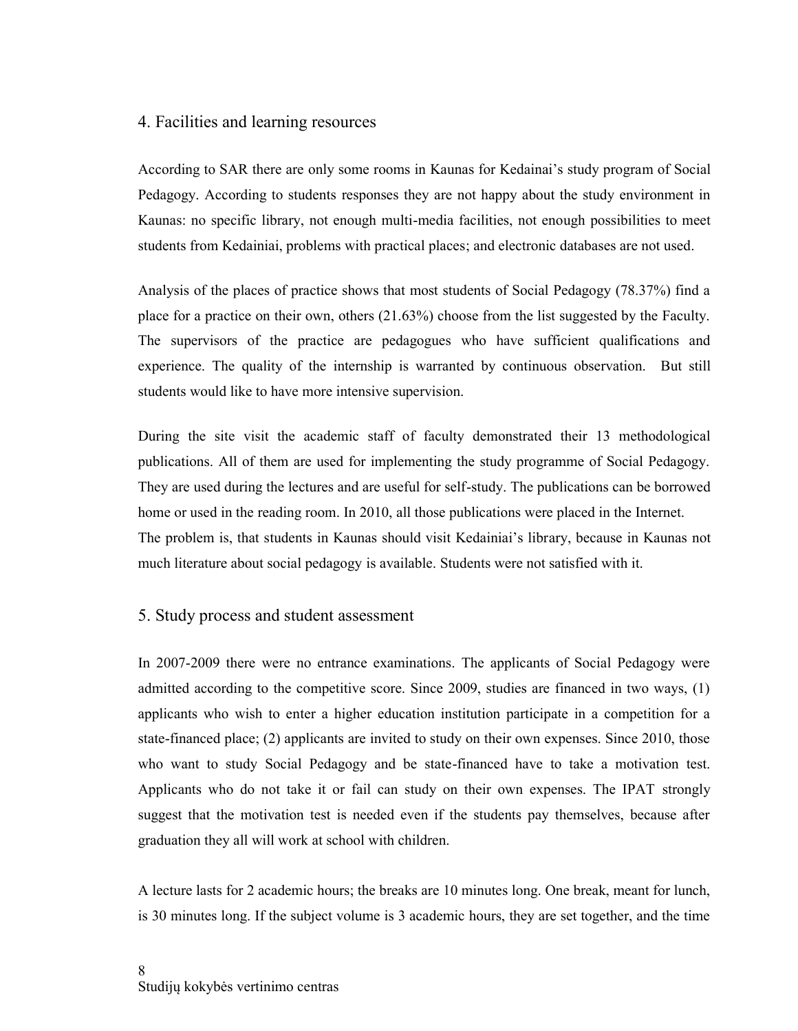## 4. Facilities and learning resources

According to SAR there are only some rooms in Kaunas for Kedainai's study program of Social Pedagogy. According to students responses they are not happy about the study environment in Kaunas: no specific library, not enough multi-media facilities, not enough possibilities to meet students from Kedainiai, problems with practical places; and electronic databases are not used.

Analysis of the places of practice shows that most students of Social Pedagogy (78.37%) find a place for a practice on their own, others (21.63%) choose from the list suggested by the Faculty. The supervisors of the practice are pedagogues who have sufficient qualifications and experience. The quality of the internship is warranted by continuous observation. But still students would like to have more intensive supervision.

During the site visit the academic staff of faculty demonstrated their 13 methodological publications. All of them are used for implementing the study programme of Social Pedagogy. They are used during the lectures and are useful for self-study. The publications can be borrowed home or used in the reading room. In 2010, all those publications were placed in the Internet. The problem is, that students in Kaunas should visit Kedainiai's library, because in Kaunas not much literature about social pedagogy is available. Students were not satisfied with it.

## 5. Study process and student assessment

In 2007-2009 there were no entrance examinations. The applicants of Social Pedagogy were admitted according to the competitive score. Since 2009, studies are financed in two ways, (1) applicants who wish to enter a higher education institution participate in a competition for a state-financed place; (2) applicants are invited to study on their own expenses. Since 2010, those who want to study Social Pedagogy and be state-financed have to take a motivation test. Applicants who do not take it or fail can study on their own expenses. The IPAT strongly suggest that the motivation test is needed even if the students pay themselves, because after graduation they all will work at school with children.

A lecture lasts for 2 academic hours; the breaks are 10 minutes long. One break, meant for lunch, is 30 minutes long. If the subject volume is 3 academic hours, they are set together, and the time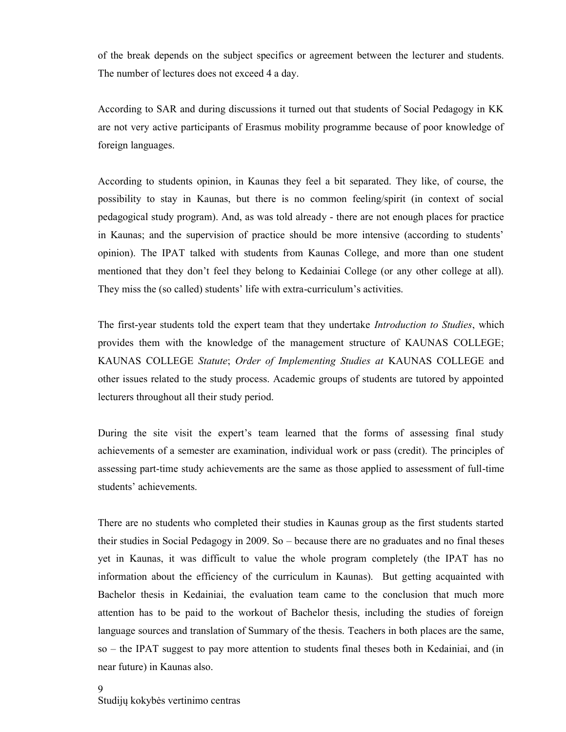of the break depends on the subject specifics or agreement between the lecturer and students. The number of lectures does not exceed 4 a day.

According to SAR and during discussions it turned out that students of Social Pedagogy in KK are not very active participants of Erasmus mobility programme because of poor knowledge of foreign languages.

According to students opinion, in Kaunas they feel a bit separated. They like, of course, the possibility to stay in Kaunas, but there is no common feeling/spirit (in context of social pedagogical study program). And, as was told already - there are not enough places for practice in Kaunas; and the supervision of practice should be more intensive (according to students' opinion). The IPAT talked with students from Kaunas College, and more than one student mentioned that they don't feel they belong to Kedainiai College (or any other college at all). They miss the (so called) students' life with extra-curriculum's activities.

The first-year students told the expert team that they undertake *Introduction to Studies*, which provides them with the knowledge of the management structure of KAUNAS COLLEGE; KAUNAS COLLEGE *Statute*; *Order of Implementing Studies at* KAUNAS COLLEGE and other issues related to the study process. Academic groups of students are tutored by appointed lecturers throughout all their study period.

During the site visit the expert's team learned that the forms of assessing final study achievements of a semester are examination, individual work or pass (credit). The principles of assessing part-time study achievements are the same as those applied to assessment of full-time students' achievements.

There are no students who completed their studies in Kaunas group as the first students started their studies in Social Pedagogy in 2009. So – because there are no graduates and no final theses yet in Kaunas, it was difficult to value the whole program completely (the IPAT has no information about the efficiency of the curriculum in Kaunas). But getting acquainted with Bachelor thesis in Kedainiai, the evaluation team came to the conclusion that much more attention has to be paid to the workout of Bachelor thesis, including the studies of foreign language sources and translation of Summary of the thesis. Teachers in both places are the same, so – the IPAT suggest to pay more attention to students final theses both in Kedainiai, and (in near future) in Kaunas also.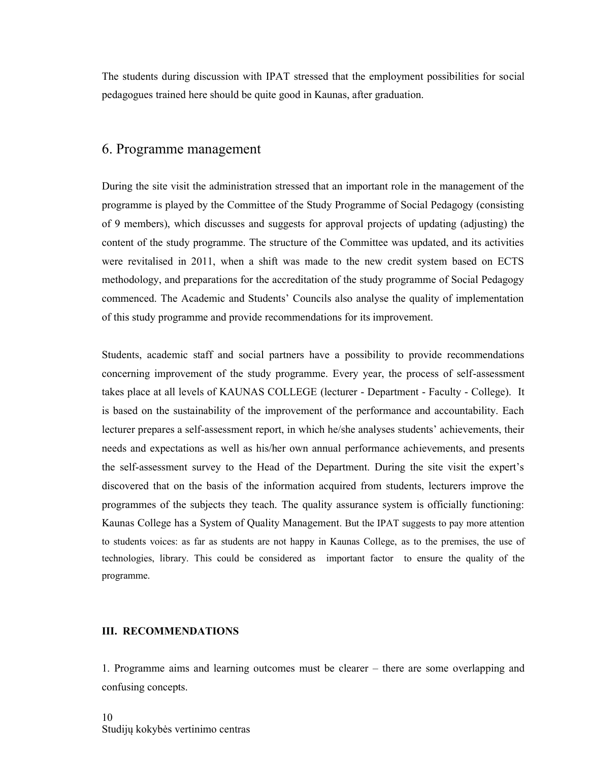The students during discussion with IPAT stressed that the employment possibilities for social pedagogues trained here should be quite good in Kaunas, after graduation.

## 6. Programme management

During the site visit the administration stressed that an important role in the management of the programme is played by the Committee of the Study Programme of Social Pedagogy (consisting of 9 members), which discusses and suggests for approval projects of updating (adjusting) the content of the study programme. The structure of the Committee was updated, and its activities were revitalised in 2011, when a shift was made to the new credit system based on ECTS methodology, and preparations for the accreditation of the study programme of Social Pedagogy commenced. The Academic and Students' Councils also analyse the quality of implementation of this study programme and provide recommendations for its improvement.

Students, academic staff and social partners have a possibility to provide recommendations concerning improvement of the study programme. Every year, the process of self-assessment takes place at all levels of KAUNAS COLLEGE (lecturer - Department - Faculty - College). It is based on the sustainability of the improvement of the performance and accountability. Each lecturer prepares a self-assessment report, in which he/she analyses students' achievements, their needs and expectations as well as his/her own annual performance achievements, and presents the self-assessment survey to the Head of the Department. During the site visit the expert's discovered that on the basis of the information acquired from students, lecturers improve the programmes of the subjects they teach. The quality assurance system is officially functioning: Kaunas College has a System of Quality Management. But the IPAT suggests to pay more attention to students voices: as far as students are not happy in Kaunas College, as to the premises, the use of technologies, library. This could be considered as important factor to ensure the quality of the programme.

### III. RECOMMENDATIONS

1. Programme aims and learning outcomes must be clearer – there are some overlapping and confusing concepts.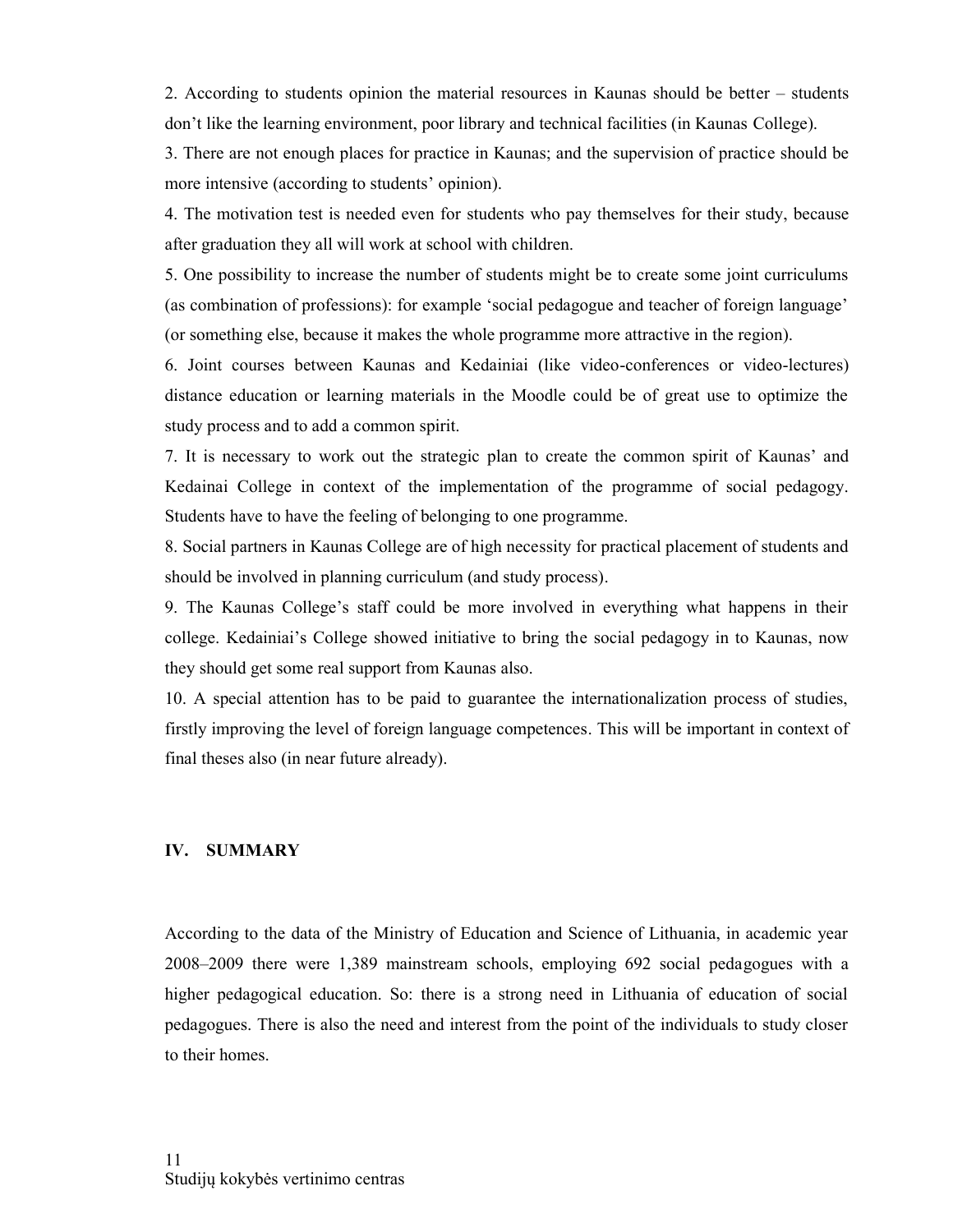2. According to students opinion the material resources in Kaunas should be better – students don't like the learning environment, poor library and technical facilities (in Kaunas College).

3. There are not enough places for practice in Kaunas; and the supervision of practice should be more intensive (according to students' opinion).

4. The motivation test is needed even for students who pay themselves for their study, because after graduation they all will work at school with children.

5. One possibility to increase the number of students might be to create some joint curriculums (as combination of professions): for example 'social pedagogue and teacher of foreign language' (or something else, because it makes the whole programme more attractive in the region).

6. Joint courses between Kaunas and Kedainiai (like video-conferences or video-lectures) distance education or learning materials in the Moodle could be of great use to optimize the study process and to add a common spirit.

7. It is necessary to work out the strategic plan to create the common spirit of Kaunas' and Kedainai College in context of the implementation of the programme of social pedagogy. Students have to have the feeling of belonging to one programme.

8. Social partners in Kaunas College are of high necessity for practical placement of students and should be involved in planning curriculum (and study process).

9. The Kaunas College's staff could be more involved in everything what happens in their college. Kedainiai's College showed initiative to bring the social pedagogy in to Kaunas, now they should get some real support from Kaunas also.

10. A special attention has to be paid to guarantee the internationalization process of studies, firstly improving the level of foreign language competences. This will be important in context of final theses also (in near future already).

## IV. SUMMARY

According to the data of the Ministry of Education and Science of Lithuania, in academic year 2008–2009 there were 1,389 mainstream schools, employing 692 social pedagogues with a higher pedagogical education. So: there is a strong need in Lithuania of education of social pedagogues. There is also the need and interest from the point of the individuals to study closer to their homes.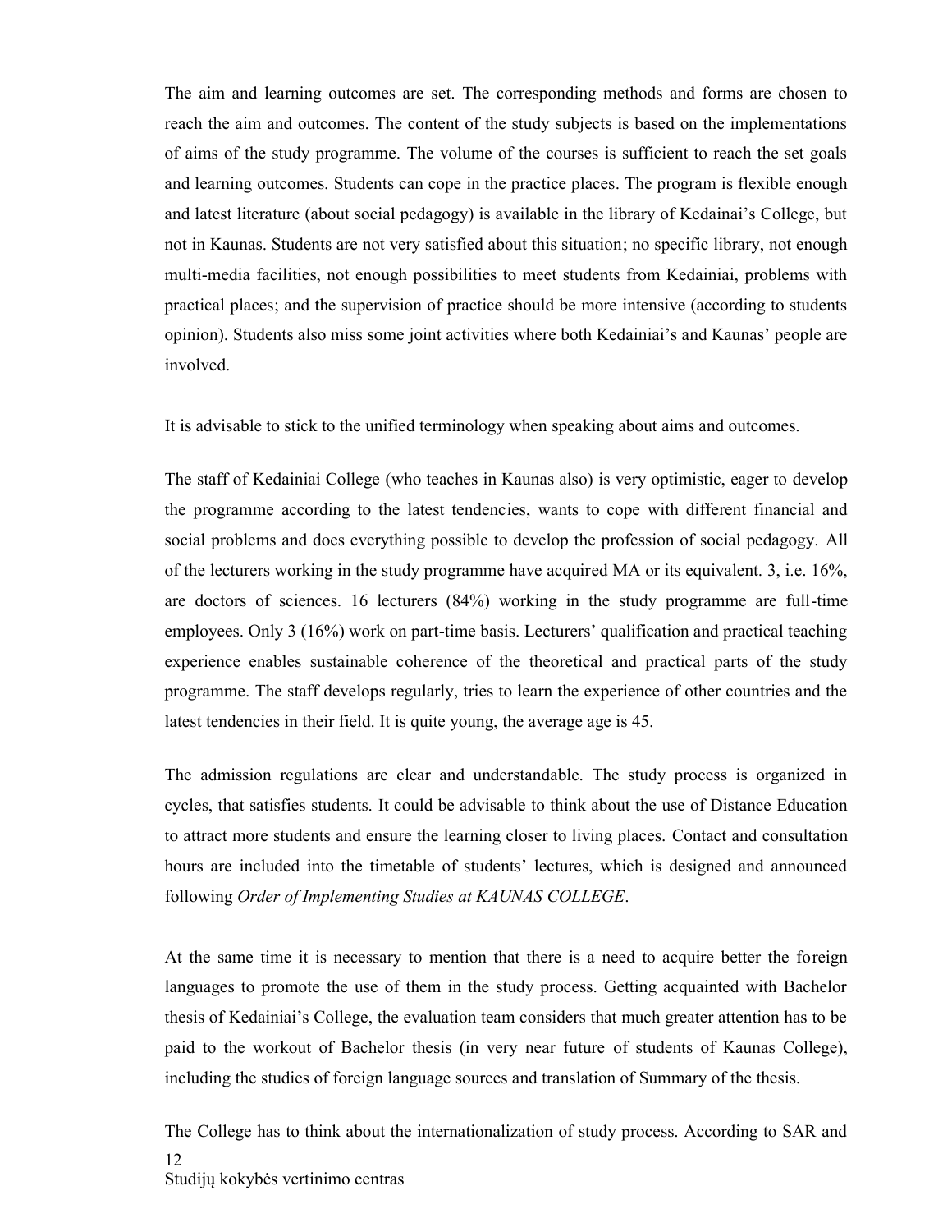The aim and learning outcomes are set. The corresponding methods and forms are chosen to reach the aim and outcomes. The content of the study subjects is based on the implementations of aims of the study programme. The volume of the courses is sufficient to reach the set goals and learning outcomes. Students can cope in the practice places. The program is flexible enough and latest literature (about social pedagogy) is available in the library of Kedainai's College, but not in Kaunas. Students are not very satisfied about this situation; no specific library, not enough multi-media facilities, not enough possibilities to meet students from Kedainiai, problems with practical places; and the supervision of practice should be more intensive (according to students opinion). Students also miss some joint activities where both Kedainiai's and Kaunas' people are involved.

It is advisable to stick to the unified terminology when speaking about aims and outcomes.

The staff of Kedainiai College (who teaches in Kaunas also) is very optimistic, eager to develop the programme according to the latest tendencies, wants to cope with different financial and social problems and does everything possible to develop the profession of social pedagogy. All of the lecturers working in the study programme have acquired MA or its equivalent. 3, i.e. 16%, are doctors of sciences. 16 lecturers (84%) working in the study programme are full-time employees. Only 3 (16%) work on part-time basis. Lecturers' qualification and practical teaching experience enables sustainable coherence of the theoretical and practical parts of the study programme. The staff develops regularly, tries to learn the experience of other countries and the latest tendencies in their field. It is quite young, the average age is 45.

The admission regulations are clear and understandable. The study process is organized in cycles, that satisfies students. It could be advisable to think about the use of Distance Education to attract more students and ensure the learning closer to living places. Contact and consultation hours are included into the timetable of students' lectures, which is designed and announced following *Order of Implementing Studies at KAUNAS COLLEGE*.

At the same time it is necessary to mention that there is a need to acquire better the foreign languages to promote the use of them in the study process. Getting acquainted with Bachelor thesis of Kedainiai's College, the evaluation team considers that much greater attention has to be paid to the workout of Bachelor thesis (in very near future of students of Kaunas College), including the studies of foreign language sources and translation of Summary of the thesis.

The College has to think about the internationalization of study process. According to SAR and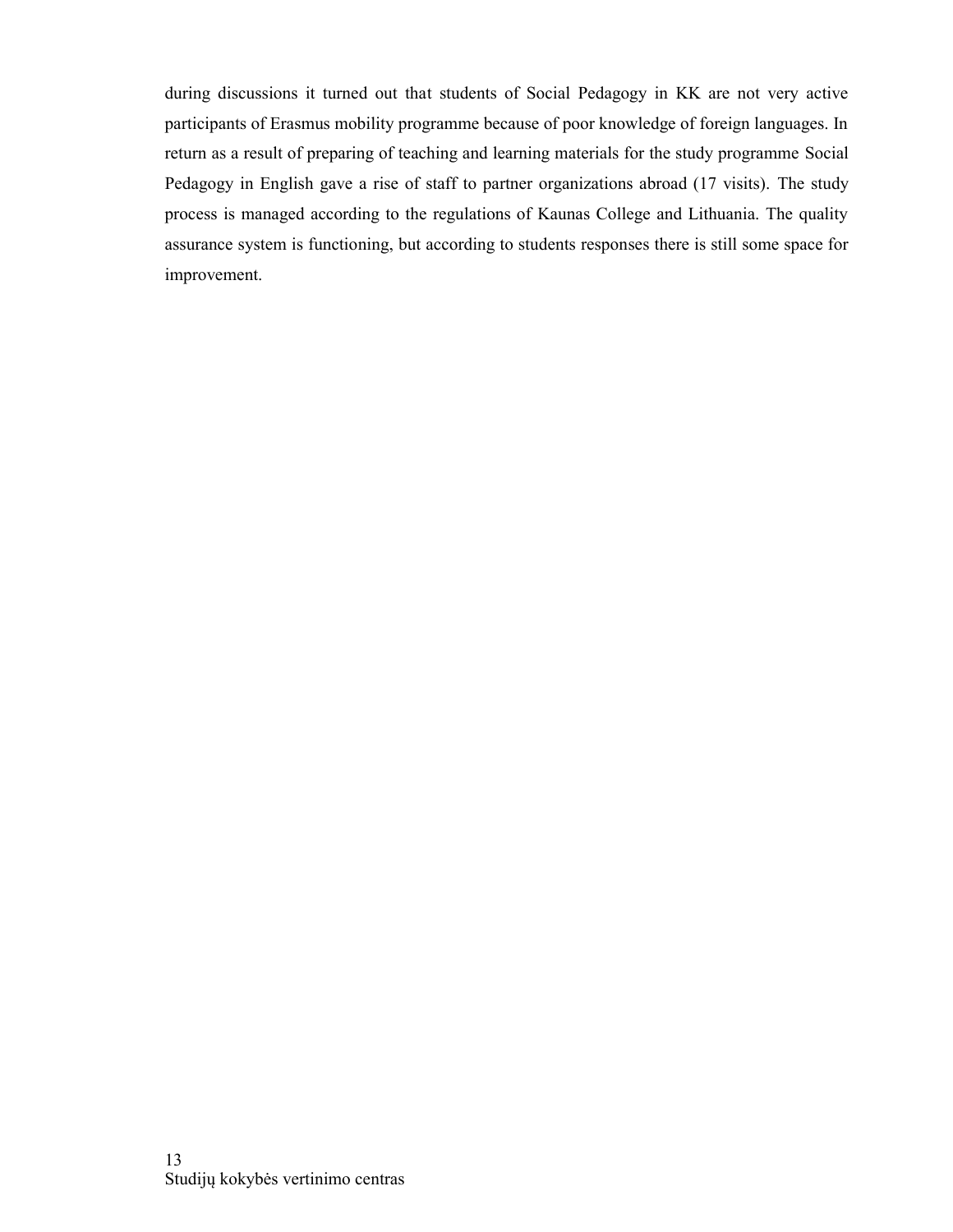during discussions it turned out that students of Social Pedagogy in KK are not very active participants of Erasmus mobility programme because of poor knowledge of foreign languages. In return as a result of preparing of teaching and learning materials for the study programme Social Pedagogy in English gave a rise of staff to partner organizations abroad (17 visits). The study process is managed according to the regulations of Kaunas College and Lithuania. The quality assurance system is functioning, but according to students responses there is still some space for improvement.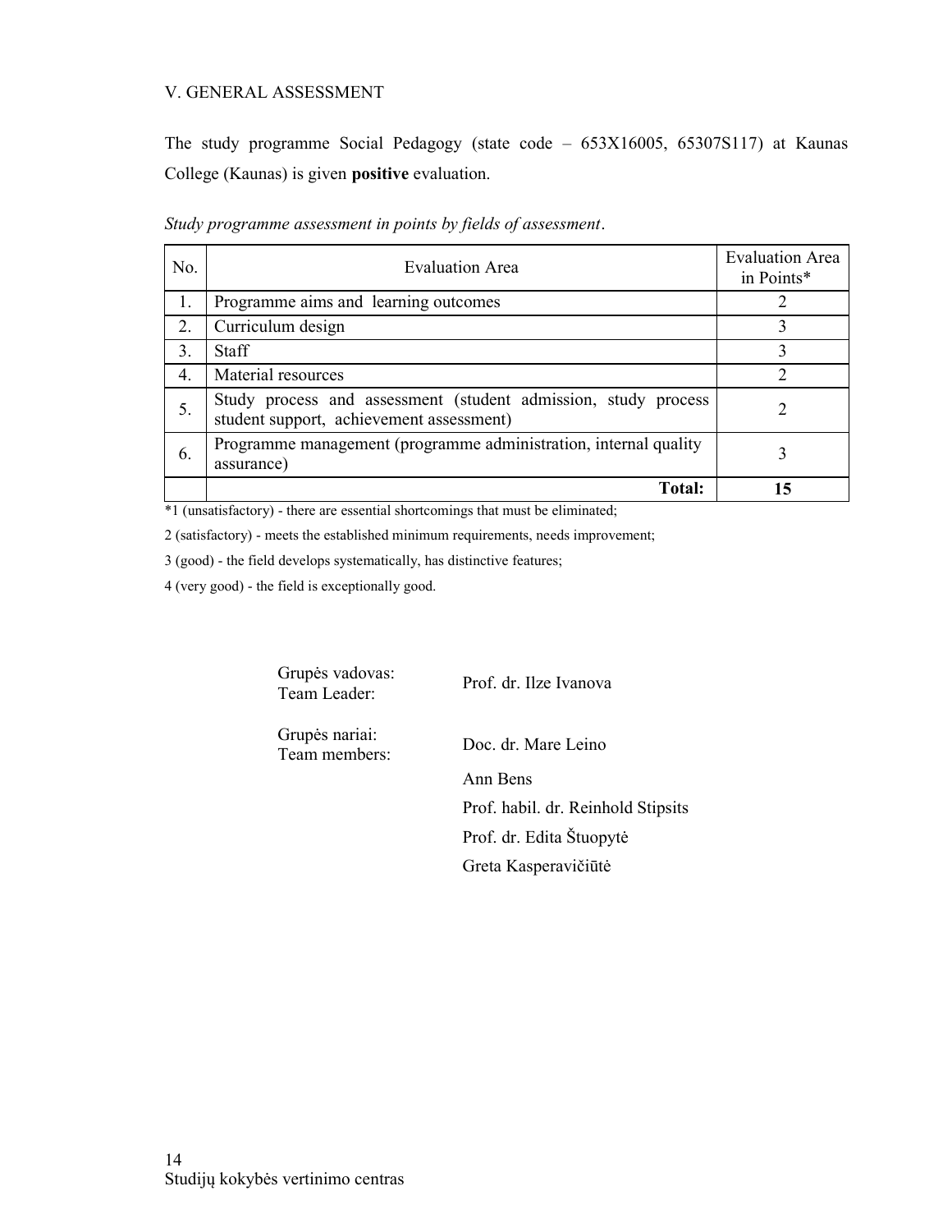## V. GENERAL ASSESSMENT

The study programme Social Pedagogy (state code – 653X16005, 65307S117) at Kaunas College (Kaunas) is given **positive** evaluation.

*Study programme assessment in points by fields of assessment.*

| No. | Evaluation Area | Evaluation Area in Points* |
|---|---|---|
| 1. | Programme aims and learning outcomes | 2 |
| 2. | Curriculum design | 3 |
| 3. | Staff | 3 |
| 4. | Material resources | 2 |
| 5. | Study process and assessment (student admission, study process student support, achievement assessment) | 2 |
| 6. | Programme management (programme administration, internal quality assurance) | 3 |
| | **Total:** | **15** |

*1 (unsatisfactory) - there are essential shortcomings that must be eliminated;

2 (satisfactory) - meets the established minimum requirements, needs improvement;

3 (good) - the field develops systematically, has distinctive features;

4 (very good) - the field is exceptionally good.

Grupės vadovas:
Team Leader: Prof. dr. Ilze Ivanova

Grupės nariai:
Team members: Doc. dr. Mare Leino

Ann Bens

Prof. habil. dr. Reinhold Stipsits

Prof. dr. Edita Štuopytė

Greta Kasperavičiūtė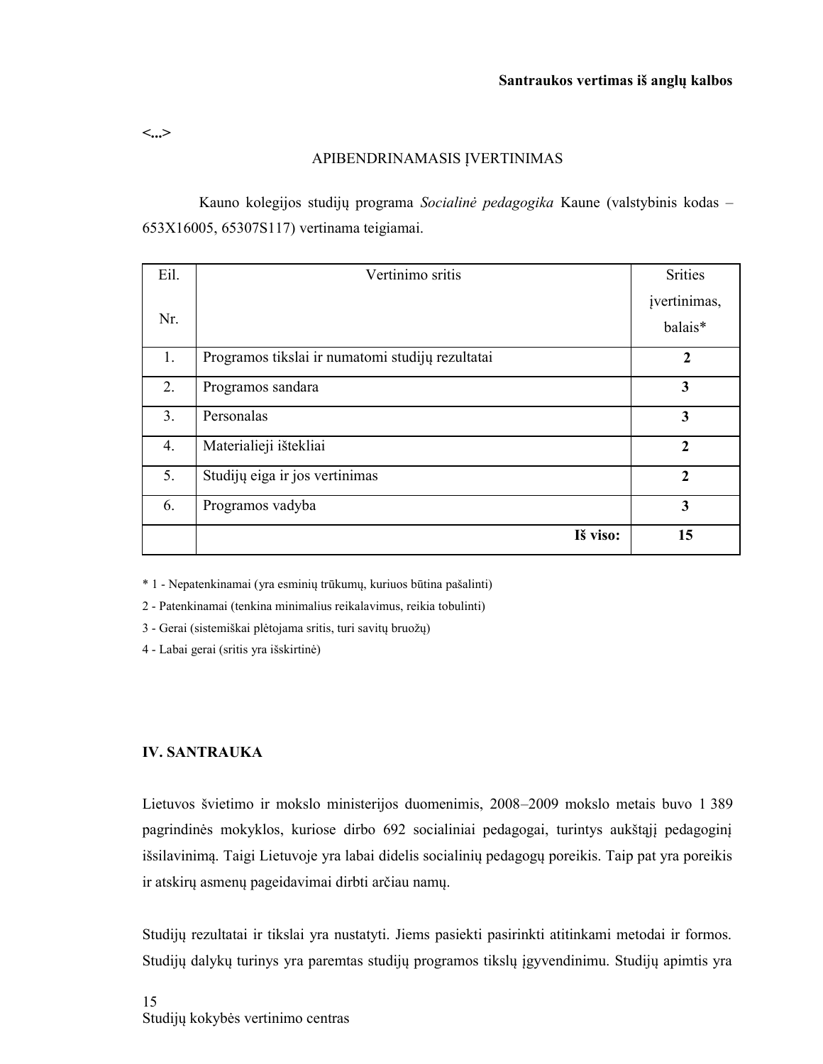**Santraukos vertimas iš anglų kalbos**

**<...>**

APIBENDRINAMASIS ĮVERTINIMAS

Kauno kolegijos studijų programa *Socialinė pedagogika* Kaune (valstybinis kodas – 653X16005, 65307S117) vertinama teigiamai.

| Eil. Nr. | Vertinimo sritis | Srities įvertinimas, balais* |
|---|---|---|
| 1. | Programos tikslai ir numatomi studijų rezultatai | **2** |
| 2. | Programos sandara | **3** |
| 3. | Personalas | **3** |
| 4. | Materialieji ištekliai | **2** |
| 5. | Studijų eiga ir jos vertinimas | **2** |
| 6. | Programos vadyba | **3** |
| | **Iš viso:** | **15** |

\* 1 - Nepatenkinamai (yra esminių trūkumų, kuriuos būtina pašalinti)

2 - Patenkinamai (tenkina minimalius reikalavimus, reikia tobulinti)

3 - Gerai (sistemiškai plėtojama sritis, turi savitų bruožų)

4 - Labai gerai (sritis yra išskirtinė)

**IV. SANTRAUKA**

Lietuvos švietimo ir mokslo ministerijos duomenimis, 2008–2009 mokslo metais buvo 1 389 pagrindinės mokyklos, kuriose dirbo 692 socialiniai pedagogai, turintys aukštąjį pedagoginį išsilavinimą. Taigi Lietuvoje yra labai didelis socialinių pedagogų poreikis. Taip pat yra poreikis ir atskirų asmenų pageidavimai dirbti arčiau namų.

Studijų rezultatai ir tikslai yra nustatyti. Jiems pasiekti pasirinkti atitinkami metodai ir formos. Studijų dalykų turinys yra paremtas studijų programos tikslų įgyvendinimu. Studijų apimtis yra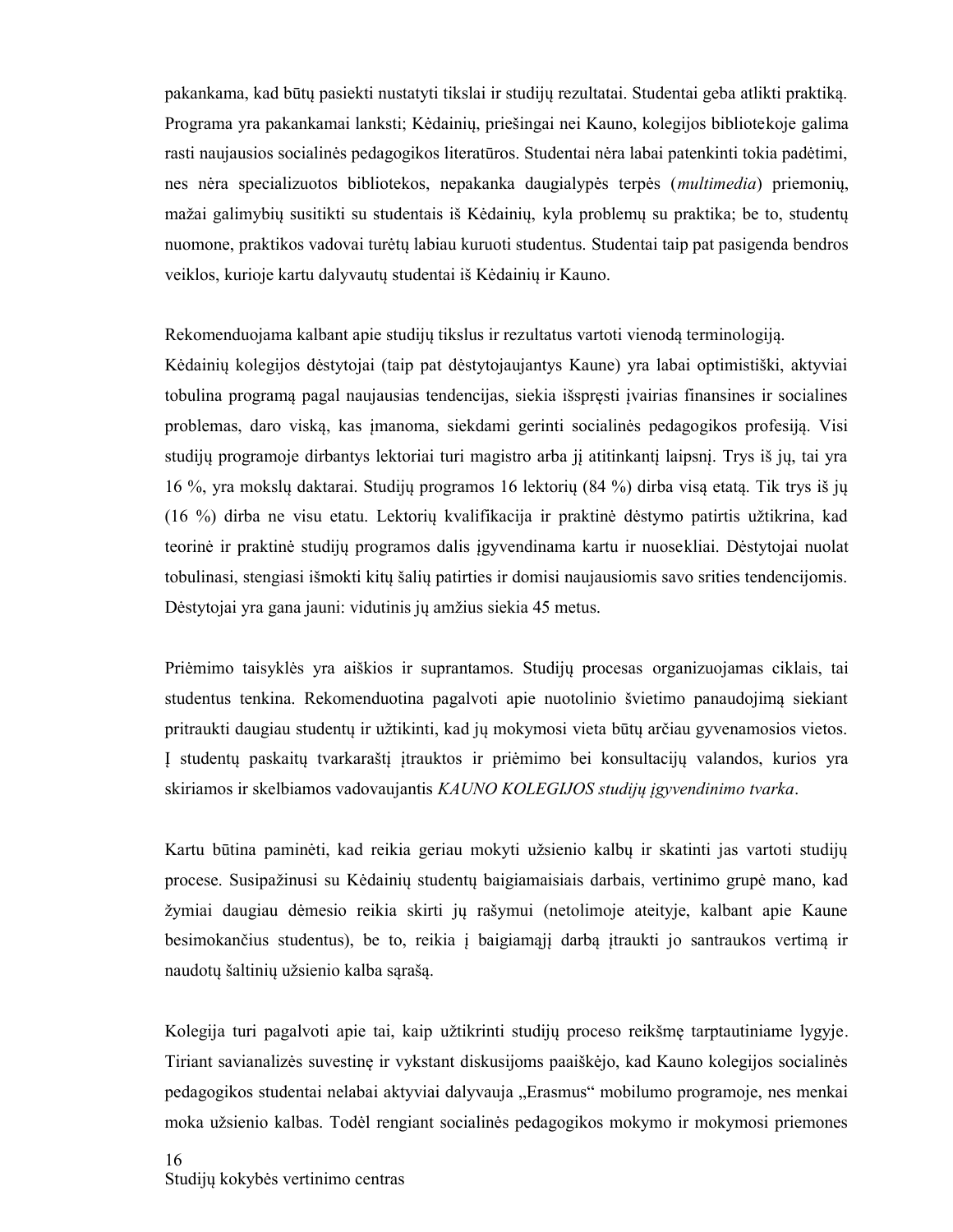pakankama, kad būtų pasiekti nustatyti tikslai ir studijų rezultatai. Studentai geba atlikti praktiką. Programa yra pakankamai lanksti; Kėdainių, priešingai nei Kauno, kolegijos bibliotekoje galima rasti naujausios socialinės pedagogikos literatūros. Studentai nėra labai patenkinti tokia padėtimi, nes nėra specializuotos bibliotekos, nepakanka daugialypės terpės (*multimedia*) priemonių, mažai galimybių susitikti su studentais iš Kėdainių, kyla problemų su praktika; be to, studentų nuomone, praktikos vadovai turėtų labiau kuruoti studentus. Studentai taip pat pasigenda bendros veiklos, kurioje kartu dalyvautų studentai iš Kėdainių ir Kauno.

Rekomenduojama kalbant apie studijų tikslus ir rezultatus vartoti vienodą terminologiją.
Kėdainių kolegijos dėstytojai (taip pat dėstytojaujantys Kaune) yra labai optimistiški, aktyviai tobulina programą pagal naujausias tendencijas, siekia išspręsti įvairias finansines ir socialines problemas, daro viską, kas įmanoma, siekdami gerinti socialinės pedagogikos profesiją. Visi studijų programoje dirbantys lektoriai turi magistro arba jį atitinkantį laipsnį. Trys iš jų, tai yra 16 %, yra mokslų daktarai. Studijų programos 16 lektorių (84 %) dirba visą etatą. Tik trys iš jų (16 %) dirba ne visu etatu. Lektorių kvalifikacija ir praktinė dėstymo patirtis užtikrina, kad teorinė ir praktinė studijų programos dalis įgyvendinama kartu ir nuosekliai. Dėstytojai nuolat tobulinasi, stengiasi išmokti kitų šalių patirties ir domisi naujausiomis savo srities tendencijomis. Dėstytojai yra gana jauni: vidutinis jų amžius siekia 45 metus.

Priėmimo taisyklės yra aiškios ir suprantamos. Studijų procesas organizuojamas ciklais, tai studentus tenkina. Rekomenduotina pagalvoti apie nuotolinio švietimo panaudojimą siekiant pritraukti daugiau studentų ir užtikinti, kad jų mokymosi vieta būtų arčiau gyvenamosios vietos. Į studentų paskaitų tvarkaraštį įtrauktos ir priėmimo bei konsultacijų valandos, kurios yra skiriamos ir skelbiamos vadovaujantis *KAUNO KOLEGIJOS studijų įgyvendinimo tvarka*.

Kartu būtina paminėti, kad reikia geriau mokyti užsienio kalbų ir skatinti jas vartoti studijų procese. Susipažinusi su Kėdainių studentų baigiamaisiais darbais, vertinimo grupė mano, kad žymiai daugiau dėmesio reikia skirti jų rašymui (netolimoje ateityje, kalbant apie Kaune besimokančius studentus), be to, reikia į baigiamąjį darbą įtraukti jo santraukos vertimą ir naudotų šaltinių užsienio kalba sąrašą.

Kolegija turi pagalvoti apie tai, kaip užtikrinti studijų proceso reikšmę tarptautiniame lygyje. Tiriant savianalizės suvestinę ir vykstant diskusijoms paaiškėjo, kad Kauno kolegijos socialinės pedagogikos studentai nelabai aktyviai dalyvauja „Erasmus“ mobilumo programoje, nes menkai moka užsienio kalbas. Todėl rengiant socialinės pedagogikos mokymo ir mokymosi priemones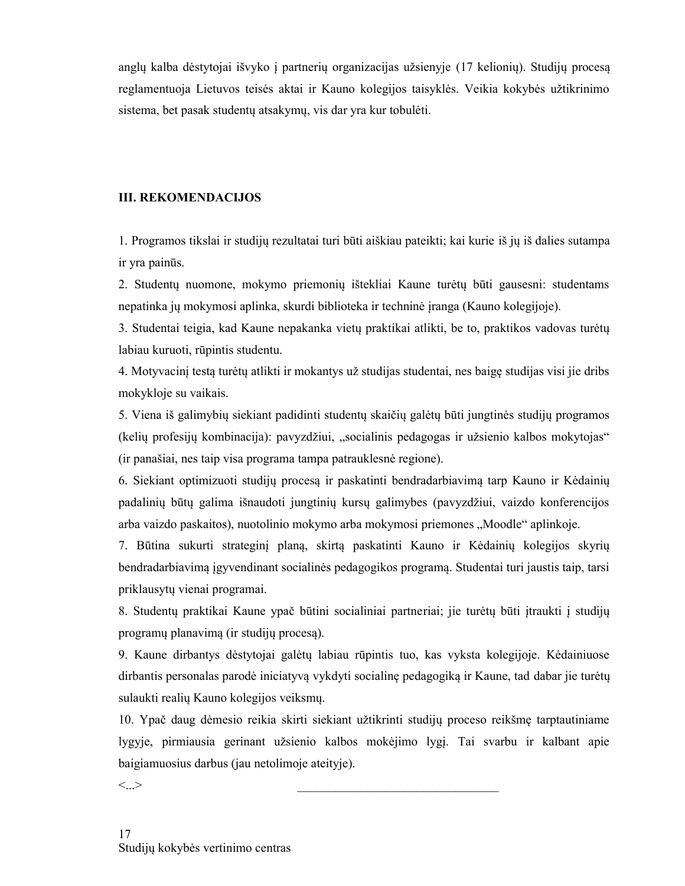anglų kalba dėstytojai išvyko į partnerių organizacijas užsienyje (17 kelionių). Studijų procesą reglamentuoja Lietuvos teisės aktai ir Kauno kolegijos taisyklės. Veikia kokybės užtikrinimo sistema, bet pasak studentų atsakymų, vis dar yra kur tobulėti.

## III. REKOMENDACIJOS

1. Programos tikslai ir studijų rezultatai turi būti aiškiau pateikti; kai kurie iš jų iš dalies sutampa ir yra painūs.
2. Studentų nuomone, mokymo priemonių ištekliai Kaune turėtų būti gausesni: studentams nepatinka jų mokymosi aplinka, skurdi biblioteka ir techninė įranga (Kauno kolegijoje).
3. Studentai teigia, kad Kaune nepakanka vietų praktikai atlikti, be to, praktikos vadovas turėtų labiau kuruoti, rūpintis studentu.
4. Motyvacinį testą turėtų atlikti ir mokantys už studijas studentai, nes baigę studijas visi jie dribs mokykloje su vaikais.
5. Viena iš galimybių siekiant padidinti studentų skaičių galėtų būti jungtinės studijų programos (kelių profesijų kombinacija): pavyzdžiui, „socialinis pedagogas ir užsienio kalbos mokytojas“ (ir panašiai, nes taip visa programa tampa patrauklesnė regione).
6. Siekiant optimizuoti studijų procesą ir paskatinti bendradarbiavimą tarp Kauno ir Kėdainių padalinių būtų galima išnaudoti jungtinių kursų galimybes (pavyzdžiui, vaizdo konferencijos arba vaizdo paskaitos), nuotolinio mokymo arba mokymosi priemones „Moodle“ aplinkoje.
7. Būtina sukurti strateginį planą, skirtą paskatinti Kauno ir Kėdainių kolegijos skyrių bendradarbiavimą įgyvendinant socialinės pedagogikos programą. Studentai turi jaustis taip, tarsi priklausytų vienai programai.
8. Studentų praktikai Kaune ypač būtini socialiniai partneriai; jie turėtų būti įtraukti į studijų programų planavimą (ir studijų procesą).
9. Kaune dirbantys dėstytojai galėtų labiau rūpintis tuo, kas vyksta kolegijoje. Kėdainiuose dirbantis personalas parodė iniciatyvą vykdyti socialinę pedagogiką ir Kaune, tad dabar jie turėtų sulaukti realių Kauno kolegijos veiksmų.
10. Ypač daug dėmesio reikia skirti siekiant užtikrinti studijų proceso reikšmę tarptautiniame lygyje, pirmiausia gerinant užsienio kalbos mokėjimo lygį. Tai svarbu ir kalbant apie baigiamuosius darbus (jau netolimoje ateityje).

<...> ________________________________

Studijų kokybės vertinimo centras